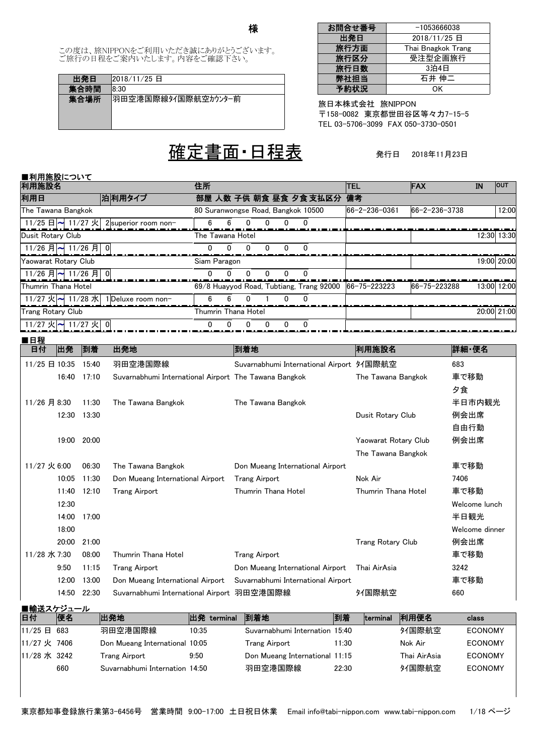様

この度は、旅NIPPONをご利用いただき誠にありがとうございます。
ご旅行の日程をご案内いたします。内容をご確認下さい。

| 出発日 | 2018/11/25 日 |
|---|---|
| 集合時間 | 8:30 |
| 集合場所 | 羽田空港国際線ﾀｲ国際航空ｶｳﾝﾀｰ前 |

| お問合せ番号 | -1053666038 |
|---|---|
| 出発日 | 2018/11/25 日 |
| 旅行方面 | Thai Bnagkok Trang |
| 旅行区分 | 受注型企画旅行 |
| 旅行日数 | 3泊4日 |
| 弊社担当 | 石井 伸二 |
| 予約状況 | OK |

旅日本株式会社 旅NIPPON
〒158-0082 東京都世田谷区等々力7-15-5
TEL 03-5706-3099 FAX 050-3730-0501

# 確定書面・日程表

発行日 2018年11月23日

### ■利用施設について

| 利用施設名 | | | 住所 | | | | | | | TEL | FAX | IN | OUT |
|---|---|---|---|---|---|---|---|---|---|---|---|---|---|
| 利用日 | 泊 | 利用タイプ | 部屋 | 人数 | 子供 | 朝食 | 昼食 | 夕食 | 支払区分 | 備考 | | | |
| The Tawana Bangkok | | | 80 Suranwongse Road, Bangkok 10500 | | | | | | | 66-2-236-0361 | 66-2-236-3738 | | 12:00 |
| 11/25 日 ~ 11/27 火 | 2 | superior room non- | 6 | 6 | 0 | 0 | 0 | 0 | | | | | |
| Dusit Rotary Club | | | The Tawana Hotel | | | | | | | | | 12:30 | 13:30 |
| 11/26 月 ~ 11/26 月 | 0 | | 0 | 0 | 0 | 0 | 0 | 0 | | | | | |
| Yaowarat Rotary Club | | | Siam Paragon | | | | | | | | | 19:00 | 20:00 |
| 11/26 月 ~ 11/26 月 | 0 | | 0 | 0 | 0 | 0 | 0 | 0 | | | | | |
| Thumrin Thana Hotel | | | 69/8 Huayyod Road, Tubtiang, Trang 92000 | | | | | | | 66-75-223223 | 66-75-223288 | 13:00 | 12:00 |
| 11/27 火 ~ 11/28 水 | 1 | Deluxe room non- | 6 | 6 | 0 | 1 | 0 | 0 | | | | | |
| Trang Rotary Club | | | Thumrin Thana Hotel | | | | | | | | | 20:00 | 21:00 |
| 11/27 火 ~ 11/27 火 | 0 | | 0 | 0 | 0 | 0 | 0 | 0 | | | | | |

### ■日程

| 日付 | 出発 | 到着 | 出発地 | 到着地 | 利用施設名 | 詳細・便名 |
|---|---|---|---|---|---|---|
| 11/25 日 | 10:35 | 15:40 | 羽田空港国際線 | Suvarnabhumi International Airport | ﾀｲ国際航空 | 683 |
| | 16:40 | 17:10 | Suvarnabhumi International Airport | The Tawana Bangkok | The Tawana Bangkok | 車で移動 |
| | | | | | | 夕食 |
| 11/26 月 | 8:30 | 11:30 | The Tawana Bangkok | The Tawana Bangkok | | 半日市内観光 |
| | 12:30 | 13:30 | | | Dusit Rotary Club | 例会出席 |
| | | | | | | 自由行動 |
| | 19:00 | 20:00 | | | Yaowarat Rotary Club | 例会出席 |
| | | | | | The Tawana Bangkok | |
| 11/27 火 | 6:00 | 06:30 | The Tawana Bangkok | Don Mueang International Airport | | 車で移動 |
| | 10:05 | 11:30 | Don Mueang International Airport | Trang Airport | Nok Air | 7406 |
| | 11:40 | 12:10 | Trang Airport | Thumrin Thana Hotel | Thumrin Thana Hotel | 車で移動 |
| | 12:30 | | | | | Welcome lunch |
| | 14:00 | 17:00 | | | | 半日観光 |
| | 18:00 | | | | | Welcome dinner |
| | 20:00 | 21:00 | | | Trang Rotary Club | 例会出席 |
| 11/28 水 | 7:30 | 08:00 | Thumrin Thana Hotel | Trang Airport | | 車で移動 |
| | 9:50 | 11:15 | Trang Airport | Don Mueang International Airport | Thai AirAsia | 3242 |
| | 12:00 | 13:00 | Don Mueang International Airport | Suvarnabhumi International Airport | | 車で移動 |
| | 14:50 | 22:30 | Suvarnabhumi International Airport | 羽田空港国際線 | ﾀｲ国際航空 | 660 |

### ■輸送スケジュール

| 日付 | 便名 | 出発地 | 出発 | terminal | 到着地 | 到着 | terminal | 利用便名 | class |
|---|---|---|---|---|---|---|---|---|---|
| 11/25 日 | 683 | 羽田空港国際線 | 10:35 | | Suvarnabhumi Internation | 15:40 | | ﾀｲ国際航空 | ECONOMY |
| 11/27 火 | 7406 | Don Mueang International | 10:05 | | Trang Airport | 11:30 | | Nok Air | ECONOMY |
| 11/28 水 | 3242 | Trang Airport | 9:50 | | Don Mueang International | 11:15 | | Thai AirAsia | ECONOMY |
| | 660 | Suvarnabhumi Internation | 14:50 | | 羽田空港国際線 | 22:30 | | ﾀｲ国際航空 | ECONOMY |

東京都知事登録旅行業第3-6456号 営業時間 9:00-17:00 土日祝日休業 Email info@tabi-nippon.com www.tabi-nippon.com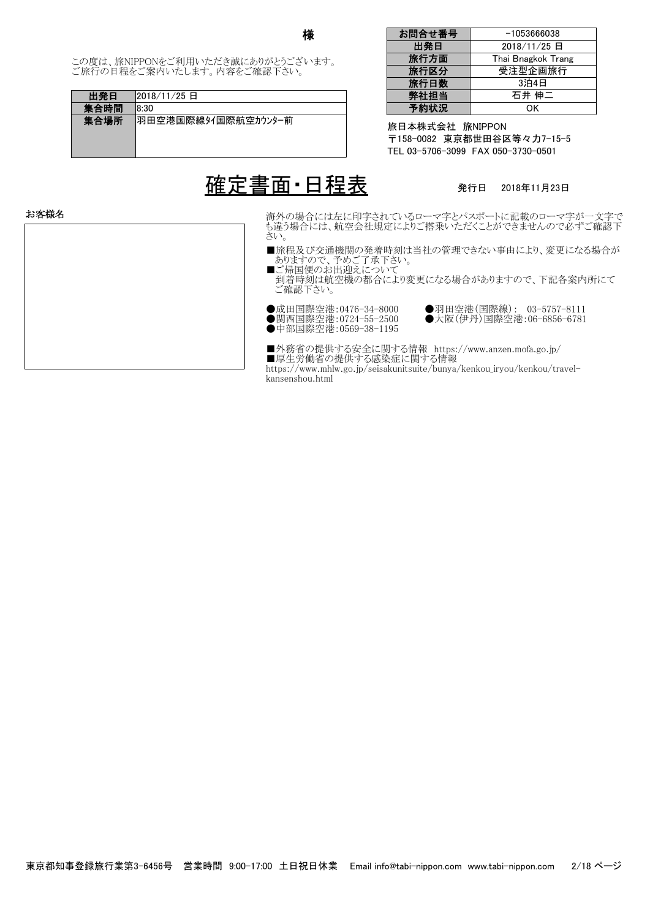様

この度は、旅NIPPONをご利用いただき誠にありがとうございます。
ご旅行の日程をご案内いたします。内容をご確認下さい。

| | |
|---|---|
| 出発日 | 2018/11/25 日 |
| 集合時間 | 8:30 |
| 集合場所 | 羽田空港国際線ﾀｲ国際航空ｶｳﾝﾀｰ前 |

| | |
|---|---|
| お問合せ番号 | -1053666038 |
| 出発日 | 2018/11/25 日 |
| 旅行方面 | Thai Bnagkok Trang |
| 旅行区分 | 受注型企画旅行 |
| 旅行日数 | 3泊4日 |
| 弊社担当 | 石井 伸二 |
| 予約状況 | OK |

旅日本株式会社 旅NIPPON
〒158-0082 東京都世田谷区等々力7-15-5
TEL 03-5706-3099 FAX 050-3730-0501

# 確定書面・日程表

発行日 2018年11月23日

お客様名

海外の場合には左に印字されているローマ字とパスポートに記載のローマ字が一文字でも違う場合には、航空会社規定によりご搭乗いただくことができませんので必ずご確認下さい。

■旅程及び交通機関の発着時刻は当社の管理できない事由により、変更になる場合がありますので、予めご了承下さい。
■ご帰国便のお出迎えについて
到着時刻は航空機の都合により変更になる場合がありますので、下記各案内所にてご確認下さい。

●成田国際空港:0476-34-8000
●関西国際空港:0724-55-2500
●中部国際空港:0569-38-1195
●羽田空港(国際線): 03-5757-8111
●大阪(伊丹)国際空港:06-6856-6781

■外務省の提供する安全に関する情報 https://www.anzen.mofa.go.jp/
■厚生労働省の提供する感染症に関する情報
https://www.mhlw.go.jp/seisakunitsuite/bunya/kenkou_iryou/kenkou/travel-kansenshou.html

東京都知事登録旅行業第3-6456号 営業時間 9:00-17:00 土日祝日休業 Email info@tabi-nippon.com www.tabi-nippon.com